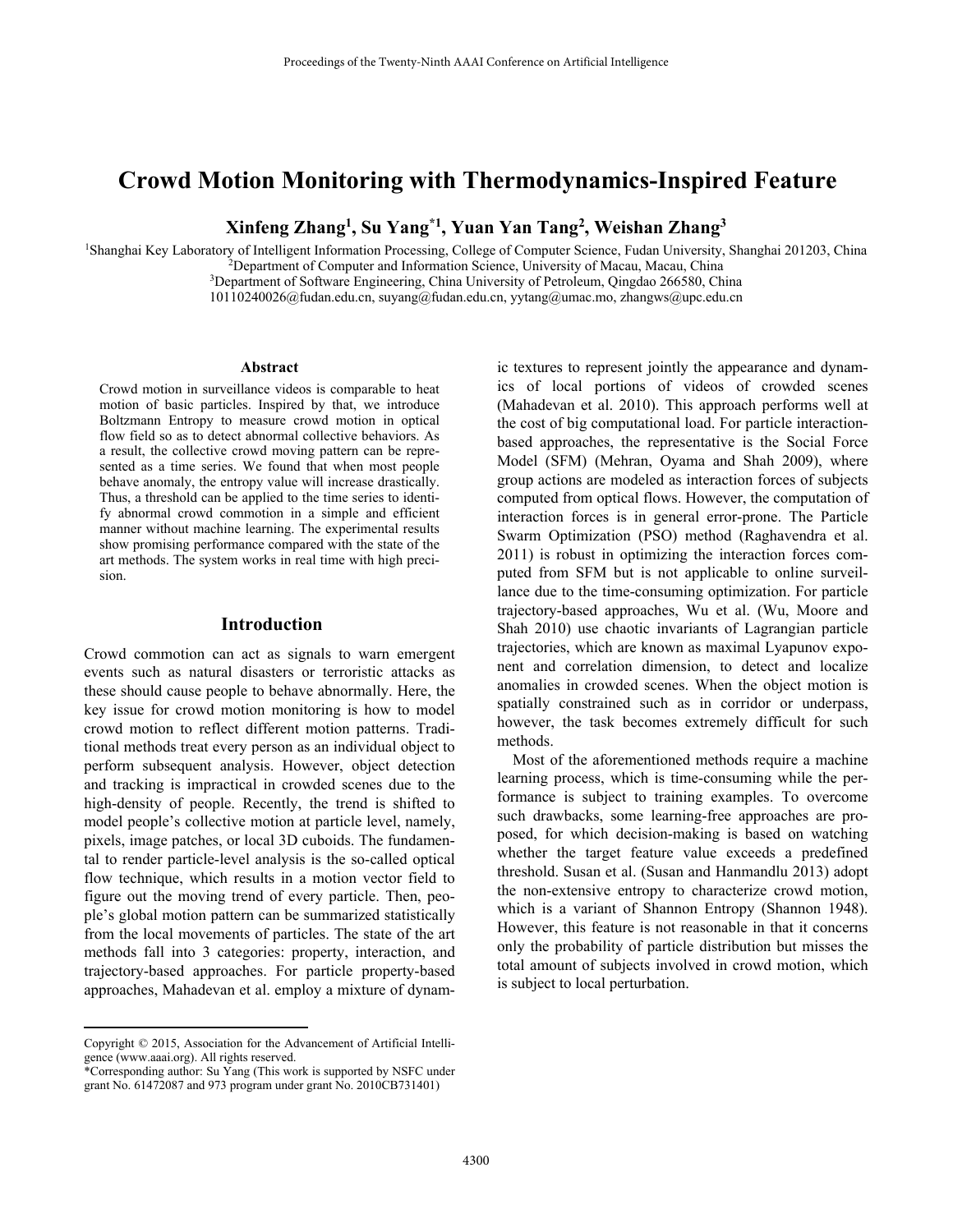# Crowd Motion Monitoring with Thermodynamics-Inspired Feature

**Xinfeng Zhang[1], Su Yang[*1], Yuan Yan Tang[2], Weishan Zhang[3]**

[1]Shanghai Key Laboratory of Intelligent Information Processing, College of Computer Science, Fudan University, Shanghai 201203, China
[2]Department of Computer and Information Science, University of Macau, Macau, China
[3]Department of Software Engineering, China University of Petroleum, Qingdao 266580, China
10110240026@fudan.edu.cn, suyang@fudan.edu.cn, yytang@umac.mo, zhangws@upc.edu.cn

### Abstract

Crowd motion in surveillance videos is comparable to heat motion of basic particles. Inspired by that, we introduce Boltzmann Entropy to measure crowd motion in optical flow field so as to detect abnormal collective behaviors. As a result, the collective crowd moving pattern can be represented as a time series. We found that when most people behave anomaly, the entropy value will increase drastically. Thus, a threshold can be applied to the time series to identify abnormal crowd commotion in a simple and efficient manner without machine learning. The experimental results show promising performance compared with the state of the art methods. The system works in real time with high precision.

## Introduction

Crowd commotion can act as signals to warn emergent events such as natural disasters or terroristic attacks as these should cause people to behave abnormally. Here, the key issue for crowd motion monitoring is how to model crowd motion to reflect different motion patterns. Traditional methods treat every person as an individual object to perform subsequent analysis. However, object detection and tracking is impractical in crowded scenes due to the high-density of people. Recently, the trend is shifted to model people's collective motion at particle level, namely, pixels, image patches, or local 3D cuboids. The fundamental to render particle-level analysis is the so-called optical flow technique, which results in a motion vector field to figure out the moving trend of every particle. Then, people's global motion pattern can be summarized statistically from the local movements of particles. The state of the art methods fall into 3 categories: property, interaction, and trajectory-based approaches. For particle property-based approaches, Mahadevan et al. employ a mixture of dynamic textures to represent jointly the appearance and dynamics of local portions of videos of crowded scenes (Mahadevan et al. 2010). This approach performs well at the cost of big computational load. For particle interaction-based approaches, the representative is the Social Force Model (SFM) (Mehran, Oyama and Shah 2009), where group actions are modeled as interaction forces of subjects computed from optical flows. However, the computation of interaction forces is in general error-prone. The Particle Swarm Optimization (PSO) method (Raghavendra et al. 2011) is robust in optimizing the interaction forces computed from SFM but is not applicable to online surveillance due to the time-consuming optimization. For particle trajectory-based approaches, Wu et al. (Wu, Moore and Shah 2010) use chaotic invariants of Lagrangian particle trajectories, which are known as maximal Lyapunov exponent and correlation dimension, to detect and localize anomalies in crowded scenes. When the object motion is spatially constrained such as in corridor or underpass, however, the task becomes extremely difficult for such methods.

Most of the aforementioned methods require a machine learning process, which is time-consuming while the performance is subject to training examples. To overcome such drawbacks, some learning-free approaches are proposed, for which decision-making is based on watching whether the target feature value exceeds a predefined threshold. Susan et al. (Susan and Hanmandlu 2013) adopt the non-extensive entropy to characterize crowd motion, which is a variant of Shannon Entropy (Shannon 1948). However, this feature is not reasonable in that it concerns only the probability of particle distribution but misses the total amount of subjects involved in crowd motion, which is subject to local perturbation.

---

Copyright © 2015, Association for the Advancement of Artificial Intelligence (www.aaai.org). All rights reserved.
*Corresponding author: Su Yang (This work is supported by NSFC under grant No. 61472087 and 973 program under grant No. 2010CB731401)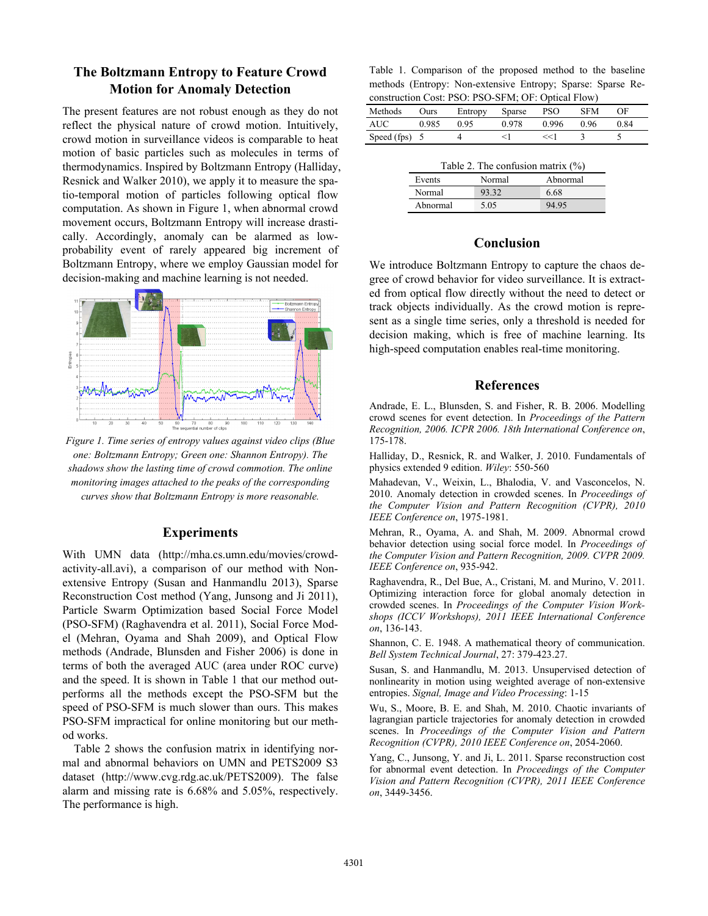## The Boltzmann Entropy to Feature Crowd Motion for Anomaly Detection

The present features are not robust enough as they do not reflect the physical nature of crowd motion. Intuitively, crowd motion in surveillance videos is comparable to heat motion of basic particles such as molecules in terms of thermodynamics. Inspired by Boltzmann Entropy (Halliday, Resnick and Walker 2010), we apply it to measure the spatio-temporal motion of particles following optical flow computation. As shown in Figure 1, when abnormal crowd movement occurs, Boltzmann Entropy will increase drastically. Accordingly, anomaly can be alarmed as low-probability event of rarely appeared big increment of Boltzmann Entropy, where we employ Gaussian model for decision-making and machine learning is not needed.

Boltzmann Entropy
Shannon Entropy
Entropies
The sequential number of clips

*Figure 1. Time series of entropy values against video clips (Blue one: Boltzmann Entropy; Green one: Shannon Entropy). The shadows show the lasting time of crowd commotion. The online monitoring images attached to the peaks of the corresponding curves show that Boltzmann Entropy is more reasonable.*

## Experiments

With UMN data (http://mha.cs.umn.edu/movies/crowd-activity-all.avi), a comparison of our method with Non-extensive Entropy (Susan and Hanmandlu 2013), Sparse Reconstruction Cost method (Yang, Junsong and Ji 2011), Particle Swarm Optimization based Social Force Model (PSO-SFM) (Raghavendra et al. 2011), Social Force Model (Mehran, Oyama and Shah 2009), and Optical Flow methods (Andrade, Blunsden and Fisher 2006) is done in terms of both the averaged AUC (area under ROC curve) and the speed. It is shown in Table 1 that our method outperforms all the methods except the PSO-SFM but the speed of PSO-SFM is much slower than ours. This makes PSO-SFM impractical for online monitoring but our method works.

Table 2 shows the confusion matrix in identifying normal and abnormal behaviors on UMN and PETS2009 S3 dataset (http://www.cvg.rdg.ac.uk/PETS2009). The false alarm and missing rate is 6.68% and 5.05%, respectively. The performance is high.

Table 1. Comparison of the proposed method to the baseline methods (Entropy: Non-extensive Entropy; Sparse: Sparse Reconstruction Cost: PSO: PSO-SFM; OF: Optical Flow)

| Methods | Ours | Entropy | Sparse | PSO | SFM | OF |
|---|---|---|---|---|---|---|
| AUC | 0.985 | 0.95 | 0.978 | 0.996 | 0.96 | 0.84 |
| Speed (fps) | 5 | 4 | <1 | <<1 | 3 | 5 |

Table 2. The confusion matrix (%)

| Events | Normal | Abnormal |
|---|---|---|
| Normal | 93.32 | 6.68 |
| Abnormal | 5.05 | 94.95 |

## Conclusion

We introduce Boltzmann Entropy to capture the chaos degree of crowd behavior for video surveillance. It is extracted from optical flow directly without the need to detect or track objects individually. As the crowd motion is represent as a single time series, only a threshold is needed for decision making, which is free of machine learning. Its high-speed computation enables real-time monitoring.

## References

Andrade, E. L., Blunsden, S. and Fisher, R. B. 2006. Modelling crowd scenes for event detection. In *Proceedings of the Pattern Recognition, 2006. ICPR 2006. 18th International Conference on*, 175-178.

Halliday, D., Resnick, R. and Walker, J. 2010. Fundamentals of physics extended 9 edition. *Wiley*: 550-560

Mahadevan, V., Weixin, L., Bhalodia, V. and Vasconcelos, N. 2010. Anomaly detection in crowded scenes. In *Proceedings of the Computer Vision and Pattern Recognition (CVPR), 2010 IEEE Conference on*, 1975-1981.

Mehran, R., Oyama, A. and Shah, M. 2009. Abnormal crowd behavior detection using social force model. In *Proceedings of the Computer Vision and Pattern Recognition, 2009. CVPR 2009. IEEE Conference on*, 935-942.

Raghavendra, R., Del Bue, A., Cristani, M. and Murino, V. 2011. Optimizing interaction force for global anomaly detection in crowded scenes. In *Proceedings of the Computer Vision Workshops (ICCV Workshops), 2011 IEEE International Conference on*, 136-143.

Shannon, C. E. 1948. A mathematical theory of communication. *Bell System Technical Journal*, 27: 379-423.27.

Susan, S. and Hanmandlu, M. 2013. Unsupervised detection of nonlinearity in motion using weighted average of non-extensive entropies. *Signal, Image and Video Processing*: 1-15

Wu, S., Moore, B. E. and Shah, M. 2010. Chaotic invariants of lagrangian particle trajectories for anomaly detection in crowded scenes. In *Proceedings of the Computer Vision and Pattern Recognition (CVPR), 2010 IEEE Conference on*, 2054-2060.

Yang, C., Junsong, Y. and Ji, L. 2011. Sparse reconstruction cost for abnormal event detection. In *Proceedings of the Computer Vision and Pattern Recognition (CVPR), 2011 IEEE Conference on*, 3449-3456.